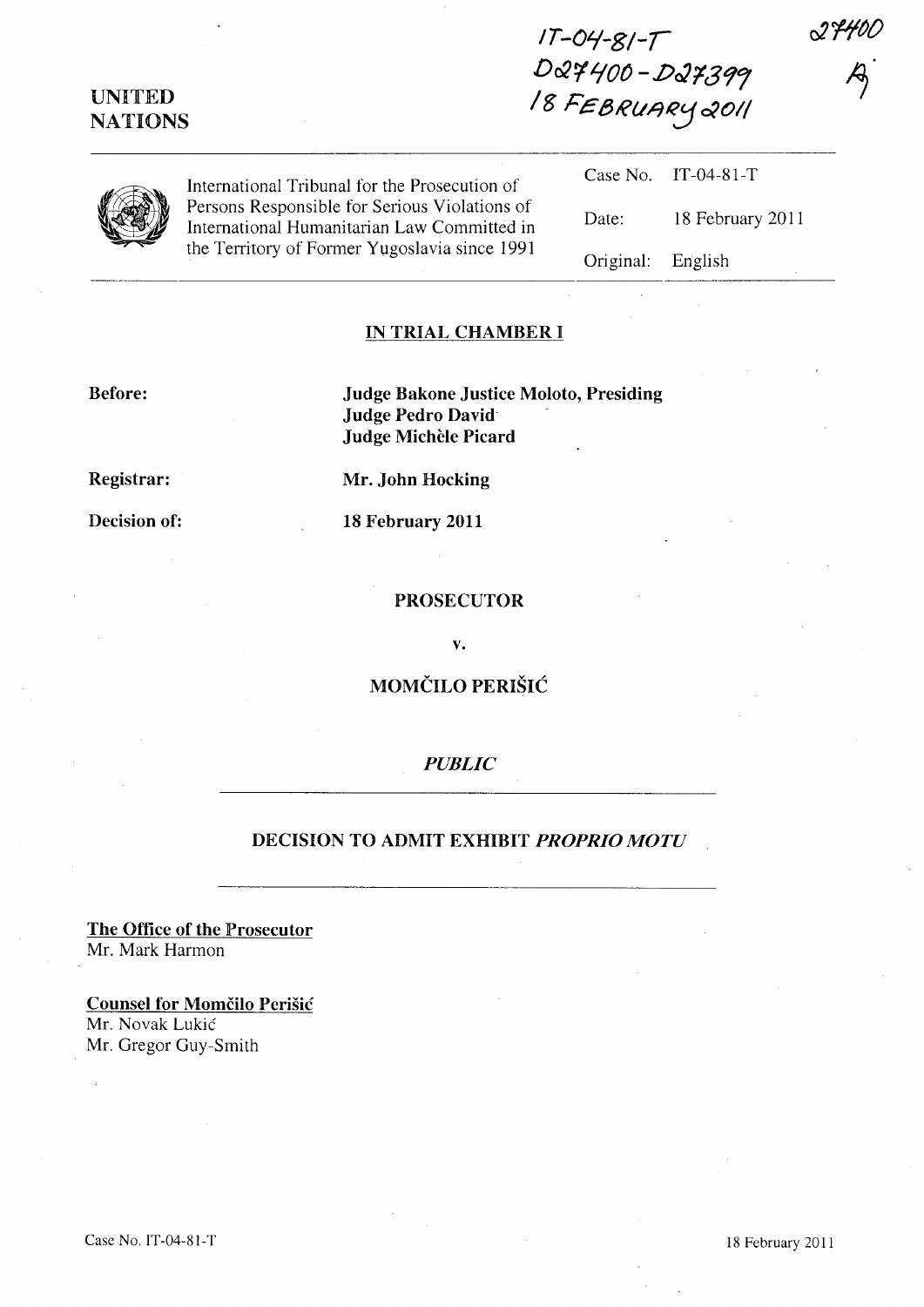IT-04-81-T
D27400 - D27399
18 FEBRUARY 2011

27400
A

UNITED NATIONS

International Tribunal for the Prosecution of Persons Responsible for Serious Violations of International Humanitarian Law Committed in the Territory of Former Yugoslavia since 1991

| | |
|---|---|
| Case No. | IT-04-81-T |
| Date: | 18 February 2011 |
| Original: | English |

**IN TRIAL CHAMBER I**

**Before:** **Judge Bakone Justice Moloto, Presiding**
**Judge Pedro David**
**Judge Michèle Picard**

**Registrar:** **Mr. John Hocking**

**Decision of:** **18 February 2011**

**PROSECUTOR**

**v.**

**MOMČILO PERIŠIĆ**

***PUBLIC***

**DECISION TO ADMIT EXHIBIT *PROPRIO MOTU***

**The Office of the Prosecutor**
Mr. Mark Harmon

**Counsel for Momčilo Perišić**
Mr. Novak Lukić
Mr. Gregor Guy-Smith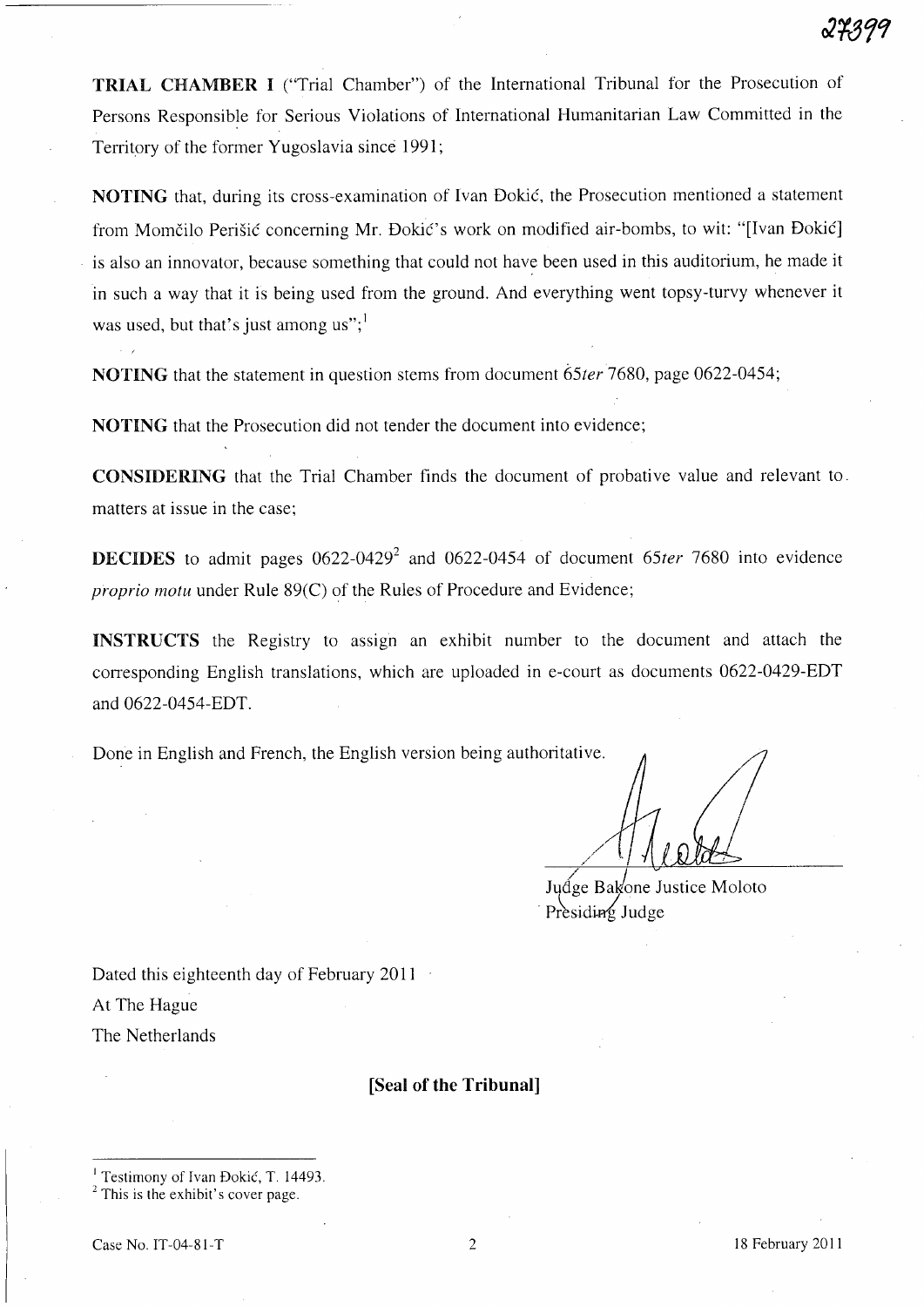27399

**TRIAL CHAMBER I** ("Trial Chamber") of the International Tribunal for the Prosecution of Persons Responsible for Serious Violations of International Humanitarian Law Committed in the Territory of the former Yugoslavia since 1991;

**NOTING** that, during its cross-examination of Ivan Đokić, the Prosecution mentioned a statement from Momčilo Perišić concerning Mr. Đokić's work on modified air-bombs, to wit: "[Ivan Đokić] is also an innovator, because something that could not have been used in this auditorium, he made it in such a way that it is being used from the ground. And everything went topsy-turvy whenever it was used, but that's just among us";[1]

**NOTING** that the statement in question stems from document 65*ter* 7680, page 0622-0454;

**NOTING** that the Prosecution did not tender the document into evidence;

**CONSIDERING** that the Trial Chamber finds the document of probative value and relevant to matters at issue in the case;

**DECIDES** to admit pages 0622-0429[2] and 0622-0454 of document 65*ter* 7680 into evidence *proprio motu* under Rule 89(C) of the Rules of Procedure and Evidence;

**INSTRUCTS** the Registry to assign an exhibit number to the document and attach the corresponding English translations, which are uploaded in e-court as documents 0622-0429-EDT and 0622-0454-EDT.

Done in English and French, the English version being authoritative.

Judge Bakone Justice Moloto
Presiding Judge

Dated this eighteenth day of February 2011
At The Hague
The Netherlands

**[Seal of the Tribunal]**

---

[1] Testimony of Ivan Đokić, T. 14493.

[2] This is the exhibit's cover page.

Case No. IT-04-81-T 18 February 2011